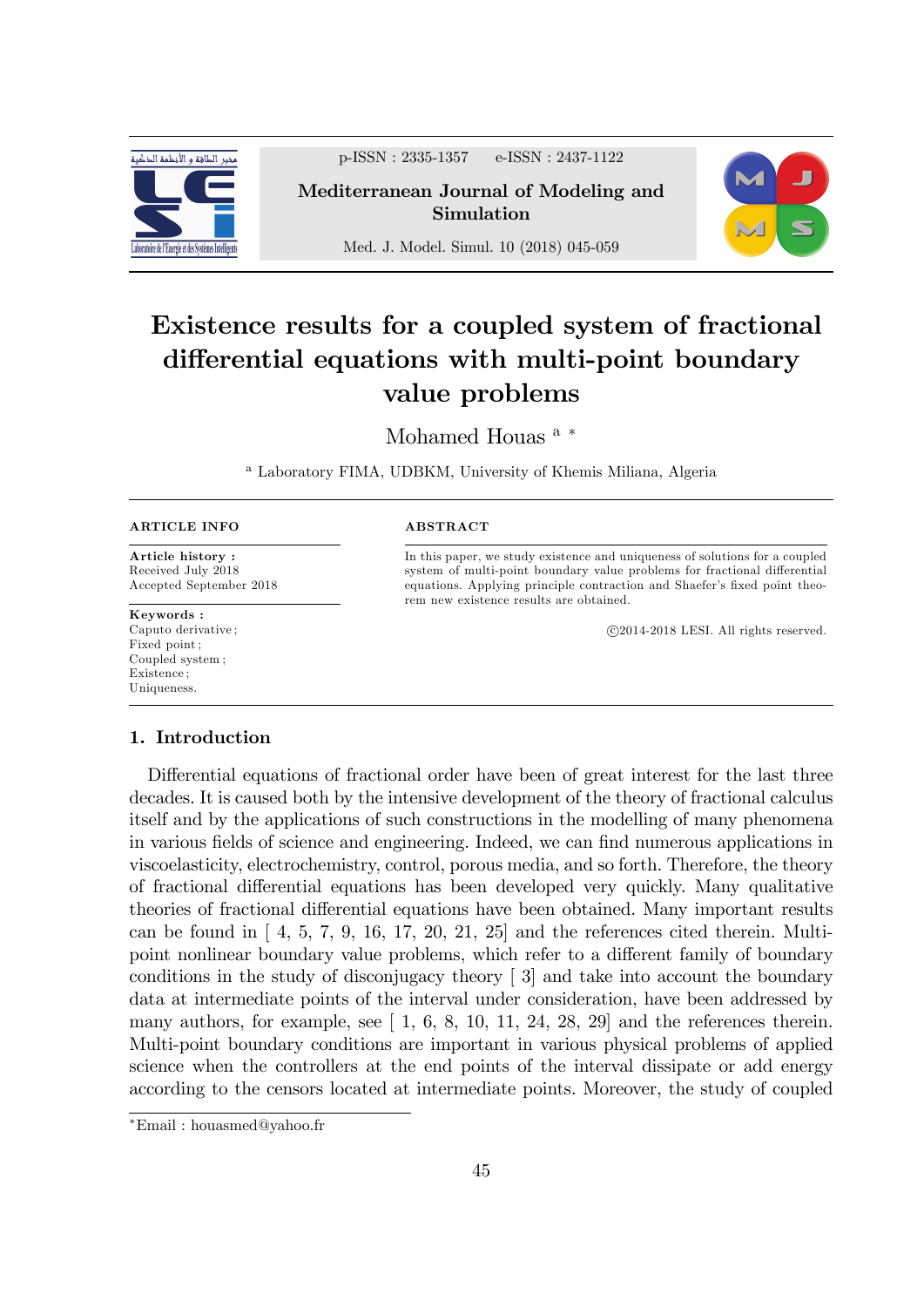# Existence results for a coupled system of fractional differential equations with multi-point boundary value problems

Mohamed Houas [a] *

[a] Laboratory FIMA, UDBKM, University of Khemis Miliana, Algeria

**ARTICLE INFO**

**Article history :**
Received July 2018
Accepted September 2018

**Keywords :**
Caputo derivative ;
Fixed point ;
Coupled system ;
Existence ;
Uniqueness.

**ABSTRACT**

In this paper, we study existence and uniqueness of solutions for a coupled system of multi-point boundary value problems for fractional differential equations. Applying principle contraction and Shaefer's fixed point theorem new existence results are obtained.

©2014-2018 LESI. All rights reserved.

## 1. Introduction

Differential equations of fractional order have been of great interest for the last three decades. It is caused both by the intensive development of the theory of fractional calculus itself and by the applications of such constructions in the modelling of many phenomena in various fields of science and engineering. Indeed, we can find numerous applications in viscoelasticity, electrochemistry, control, porous media, and so forth. Therefore, the theory of fractional differential equations has been developed very quickly. Many qualitative theories of fractional differential equations have been obtained. Many important results can be found in [ 4, 5, 7, 9, 16, 17, 20, 21, 25] and the references cited therein. Multi-point nonlinear boundary value problems, which refer to a different family of boundary conditions in the study of disconjugacy theory [ 3] and take into account the boundary data at intermediate points of the interval under consideration, have been addressed by many authors, for example, see [ 1, 6, 8, 10, 11, 24, 28, 29] and the references therein. Multi-point boundary conditions are important in various physical problems of applied science when the controllers at the end points of the interval dissipate or add energy according to the censors located at intermediate points. Moreover, the study of coupled

*Email : houasmed@yahoo.fr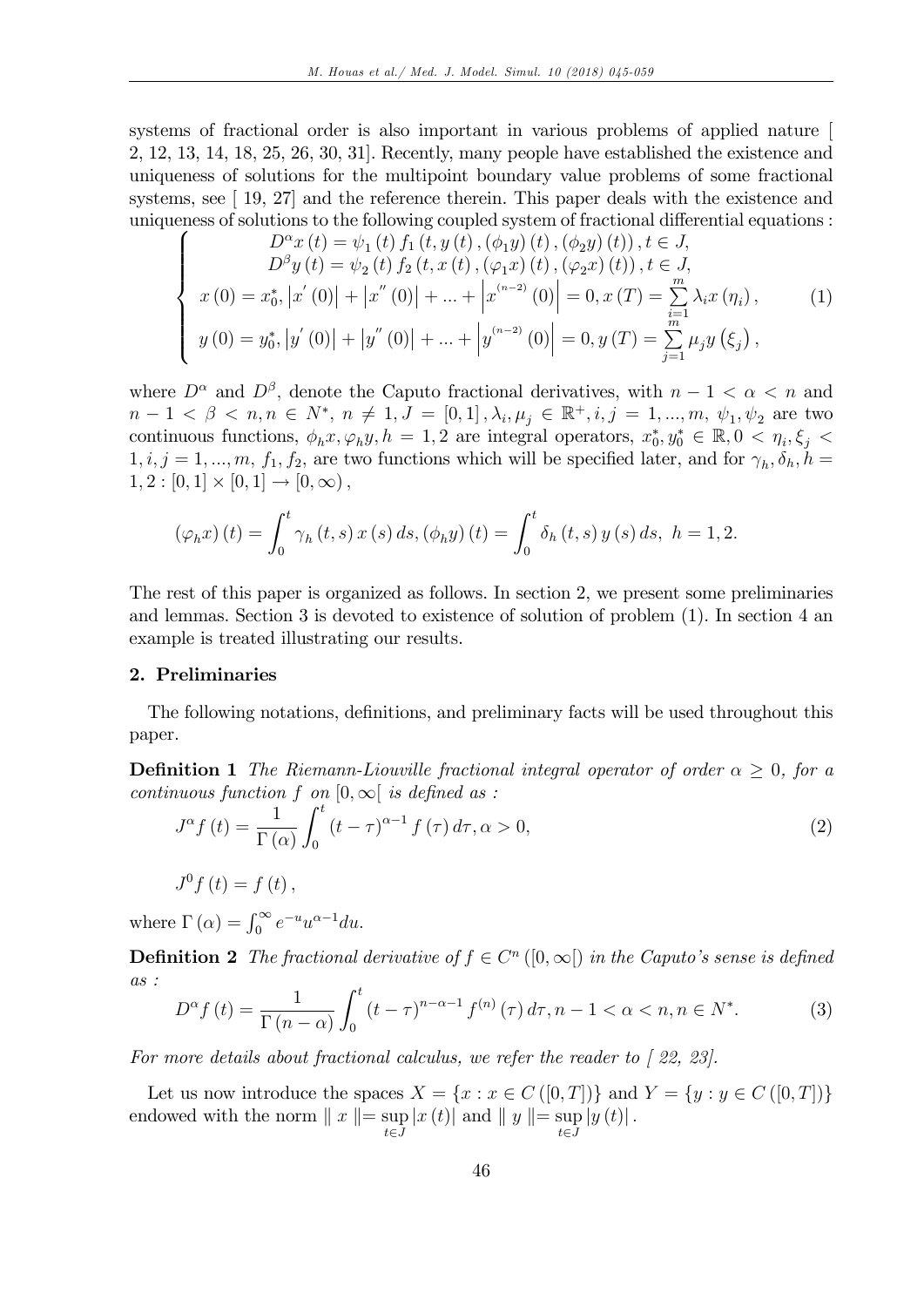systems of fractional order is also important in various problems of applied nature [ 2, 12, 13, 14, 18, 25, 26, 30, 31]. Recently, many people have established the existence and uniqueness of solutions for the multipoint boundary value problems of some fractional systems, see [ 19, 27] and the reference therein. This paper deals with the existence and uniqueness of solutions to the following coupled system of fractional differential equations :

$$\left\{ \begin{array}{c} D^{\alpha}x(t) = \psi_1(t) f_1(t, y(t), (\phi_1 y)(t), (\phi_2 y)(t)), t \in J, \\ D^{\beta}y(t) = \psi_2(t) f_2(t, x(t), (\varphi_1 x)(t), (\varphi_2 x)(t)), t \in J, \\ x(0) = x_0^*, \left|x'(0)\right| + \left|x''(0)\right| + ... + \left|x^{(n-2)}(0)\right| = 0, x(T) = \sum\limits_{i=1}^{m} \lambda_i x(\eta_i), \\ y(0) = y_0^*, \left|y'(0)\right| + \left|y''(0)\right| + ... + \left|y^{(n-2)}(0)\right| = 0, y(T) = \sum\limits_{j=1}^{m} \mu_j y(\xi_j), \end{array} \right. \tag{1}$$

where $D^{\alpha}$ and $D^{\beta}$, denote the Caputo fractional derivatives, with $n-1 < \alpha < n$ and $n-1 < \beta < n, n \in N^*$, $n \neq 1, J = [0,1], \lambda_i, \mu_j \in \mathbb{R}^+, i, j = 1, ..., m$, $\psi_1, \psi_2$ are two continuous functions, $\phi_h x, \varphi_h y, h = 1,2$ are integral operators, $x_0^*, y_0^* \in \mathbb{R}, 0 < \eta_i, \xi_j < 1, i, j = 1, ..., m$, $f_1, f_2$, are two functions which will be specified later, and for $\gamma_h, \delta_h, h = 1,2 : [0,1] \times [0,1] \to [0, \infty)$,

$$(\varphi_h x)(t) = \int_0^t \gamma_h(t,s) x(s) ds, (\phi_h y)(t) = \int_0^t \delta_h(t,s) y(s) ds, \ h = 1,2.$$

The rest of this paper is organized as follows. In section 2, we present some preliminaries and lemmas. Section 3 is devoted to existence of solution of problem (1). In section 4 an example is treated illustrating our results.

## 2. Preliminaries

The following notations, definitions, and preliminary facts will be used throughout this paper.

**Definition 1** *The Riemann-Liouville fractional integral operator of order $\alpha \geq 0$, for a continuous function $f$ on $[0, \infty[$ is defined as :*

$$J^{\alpha} f(t) = \frac{1}{\Gamma(\alpha)} \int_0^t (t-\tau)^{\alpha-1} f(\tau) d\tau, \alpha > 0, \tag{2}$$

$$J^0 f(t) = f(t),$$

where $\Gamma(\alpha) = \int_0^{\infty} e^{-u} u^{\alpha-1} du$.

**Definition 2** *The fractional derivative of $f \in C^n([0, \infty[)$ in the Caputo's sense is defined as :*

$$D^{\alpha} f(t) = \frac{1}{\Gamma(n-\alpha)} \int_0^t (t-\tau)^{n-\alpha-1} f^{(n)}(\tau) d\tau, n-1 < \alpha < n, n \in N^*. \tag{3}$$

*For more details about fractional calculus, we refer the reader to [ 22, 23].*

Let us now introduce the spaces $X = \{x : x \in C([0,T])\}$ and $Y = \{y : y \in C([0,T])\}$ endowed with the norm $\| x \| = \sup\limits_{t \in J} |x(t)|$ and $\| y \| = \sup\limits_{t \in J} |y(t)|$.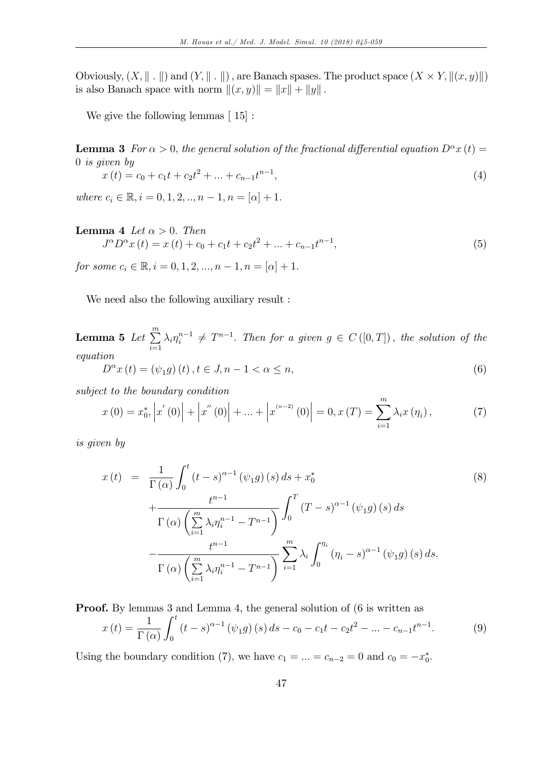Obviously, $(X, \| \, . \, \|)$ and $(Y, \| \, . \, \|)$, are Banach spases. The product space $(X \times Y, \|(x, y)\|)$ is also Banach space with norm $\|(x, y)\| = \|x\| + \|y\|$.

We give the following lemmas [ 15] :

**Lemma 3** *For $\alpha > 0$, the general solution of the fractional differential equation $D^{\alpha}x(t) = 0$ is given by*

$$x(t) = c_0 + c_1 t + c_2 t^2 + ... + c_{n-1} t^{n-1}, \tag{4}$$

*where $c_i \in \mathbb{R}, i = 0, 1, 2, .., n-1, n = [\alpha] + 1$.*

**Lemma 4** *Let $\alpha > 0$. Then*

$$J^{\alpha} D^{\alpha} x(t) = x(t) + c_0 + c_1 t + c_2 t^2 + ... + c_{n-1} t^{n-1}, \tag{5}$$

*for some $c_i \in \mathbb{R}, i = 0, 1, 2, ..., n-1, n = [\alpha] + 1$.*

We need also the following auxiliary result :

**Lemma 5** *Let $\sum_{i=1}^{m} \lambda_i \eta_i^{n-1} \neq T^{n-1}$. Then for a given $g \in C([0, T])$, the solution of the equation*

$$D^{\alpha} x(t) = (\psi_1 g)(t), t \in J, n-1 < \alpha \leq n, \tag{6}$$

*subject to the boundary condition*

$$x(0) = x_0^*, \left|x'(0)\right| + \left|x''(0)\right| + ... + \left|x^{(n-2)}(0)\right| = 0, x(T) = \sum_{i=1}^{m} \lambda_i x(\eta_i), \tag{7}$$

*is given by*

$$\begin{aligned} x(t) &= \frac{1}{\Gamma(\alpha)} \int_0^t (t-s)^{\alpha-1} (\psi_1 g)(s) \, ds + x_0^* \\ &+ \frac{t^{n-1}}{\Gamma(\alpha) \left( \sum_{i=1}^{m} \lambda_i \eta_i^{n-1} - T^{n-1} \right)} \int_0^T (T-s)^{\alpha-1} (\psi_1 g)(s) \, ds \\ &- \frac{t^{n-1}}{\Gamma(\alpha) \left( \sum_{i=1}^{m} \lambda_i \eta_i^{n-1} - T^{n-1} \right)} \sum_{i=1}^{m} \lambda_i \int_0^{\eta_i} (\eta_i - s)^{\alpha-1} (\psi_1 g)(s) \, ds. \end{aligned} \tag{8}$$

**Proof.** By lemmas 3 and Lemma 4, the general solution of (6 is written as

$$x(t) = \frac{1}{\Gamma(\alpha)} \int_0^t (t-s)^{\alpha-1} (\psi_1 g)(s) \, ds - c_0 - c_1 t - c_2 t^2 - ... - c_{n-1} t^{n-1}. \tag{9}$$

Using the boundary condition (7), we have $c_1 = ... = c_{n-2} = 0$ and $c_0 = -x_0^*$.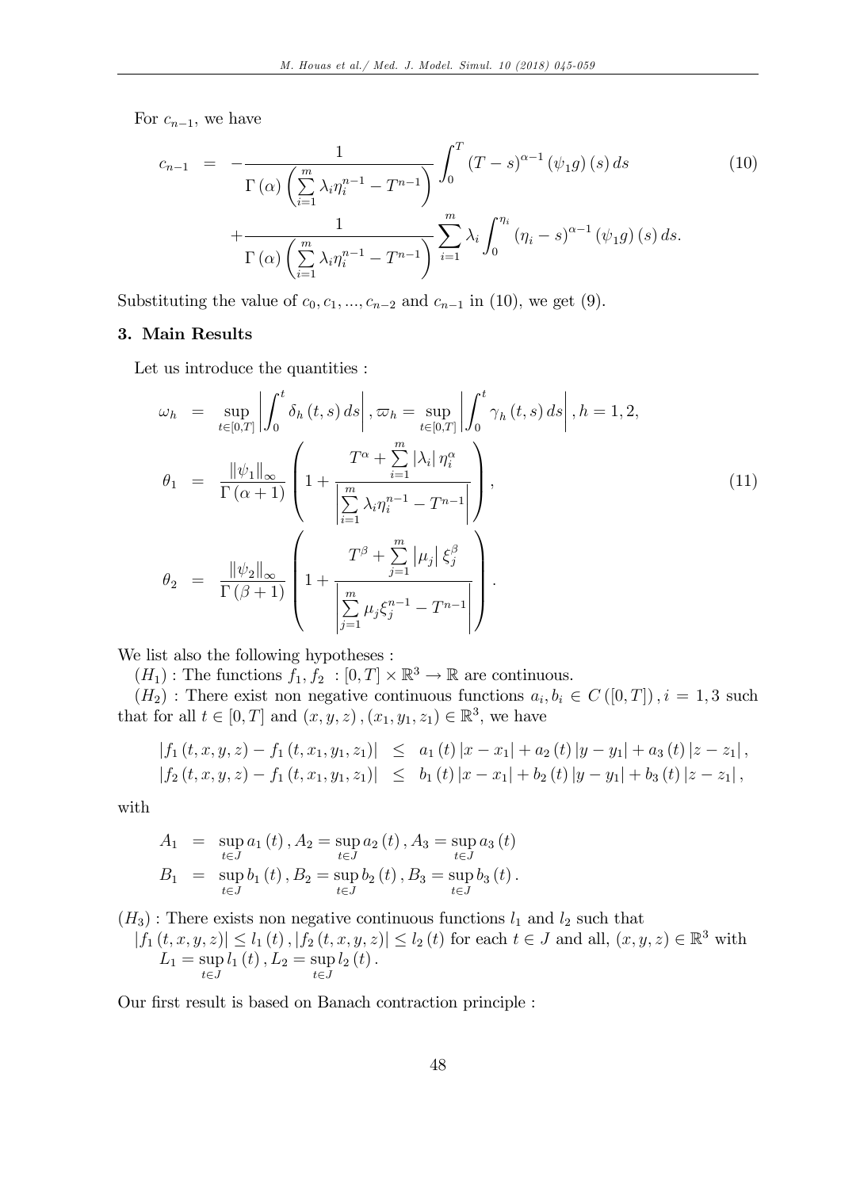For $c_{n-1}$, we have

$$c_{n-1} = -\frac{1}{\Gamma(\alpha)\left(\sum_{i=1}^{m}\lambda_i\eta_i^{n-1}-T^{n-1}\right)}\int_0^T (T-s)^{\alpha-1}(\psi_1 g)(s)\,ds + \frac{1}{\Gamma(\alpha)\left(\sum_{i=1}^{m}\lambda_i\eta_i^{n-1}-T^{n-1}\right)}\sum_{i=1}^{m}\lambda_i\int_0^{\eta_i}(\eta_i-s)^{\alpha-1}(\psi_1 g)(s)\,ds. \tag{10}$$

Substituting the value of $c_0, c_1, ..., c_{n-2}$ and $c_{n-1}$ in (10), we get (9).

## 3. Main Results

Let us introduce the quantities :

$$\begin{aligned}
\omega_h &= \sup_{t\in[0,T]}\left|\int_0^t \delta_h(t,s)\,ds\right|, \varpi_h = \sup_{t\in[0,T]}\left|\int_0^t \gamma_h(t,s)\,ds\right|, h=1,2,\\
\theta_1 &= \frac{\|\psi_1\|_\infty}{\Gamma(\alpha+1)}\left(1+\frac{T^\alpha+\sum_{i=1}^{m}|\lambda_i|\eta_i^\alpha}{\left|\sum_{i=1}^{m}\lambda_i\eta_i^{n-1}-T^{n-1}\right|}\right),\\
\theta_2 &= \frac{\|\psi_2\|_\infty}{\Gamma(\beta+1)}\left(1+\frac{T^\beta+\sum_{j=1}^{m}|\mu_j|\xi_j^\beta}{\left|\sum_{j=1}^{m}\mu_j\xi_j^{n-1}-T^{n-1}\right|}\right).
\end{aligned} \tag{11}$$

We list also the following hypotheses :

$(H_1)$ : The functions $f_1, f_2 : [0,T]\times\mathbb{R}^3 \to \mathbb{R}$ are continuous.

$(H_2)$ : There exist non negative continuous functions $a_i, b_i \in C([0,T]), i=1,3$ such that for all $t\in[0,T]$ and $(x,y,z), (x_1,y_1,z_1)\in\mathbb{R}^3$, we have

$$\begin{aligned}
|f_1(t,x,y,z)-f_1(t,x_1,y_1,z_1)| &\le a_1(t)|x-x_1|+a_2(t)|y-y_1|+a_3(t)|z-z_1|,\\
|f_2(t,x,y,z)-f_1(t,x_1,y_1,z_1)| &\le b_1(t)|x-x_1|+b_2(t)|y-y_1|+b_3(t)|z-z_1|,
\end{aligned}$$

with

$$\begin{aligned}
A_1 &= \sup_{t\in J} a_1(t), A_2 = \sup_{t\in J} a_2(t), A_3 = \sup_{t\in J} a_3(t)\\
B_1 &= \sup_{t\in J} b_1(t), B_2 = \sup_{t\in J} b_2(t), B_3 = \sup_{t\in J} b_3(t).
\end{aligned}$$

$(H_3)$ : There exists non negative continuous functions $l_1$ and $l_2$ such that $|f_1(t,x,y,z)| \le l_1(t), |f_2(t,x,y,z)| \le l_2(t)$ for each $t\in J$ and all, $(x,y,z)\in\mathbb{R}^3$ with $L_1 = \sup_{t\in J} l_1(t), L_2 = \sup_{t\in J} l_2(t)$.

Our first result is based on Banach contraction principle :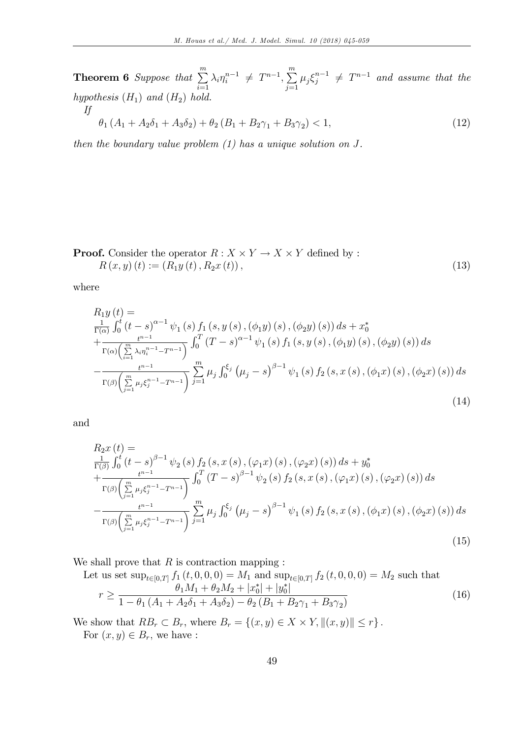**Theorem 6** *Suppose that* $\sum_{i=1}^{m} \lambda_i \eta_i^{n-1} \neq T^{n-1}, \sum_{j=1}^{m} \mu_j \xi_j^{n-1} \neq T^{n-1}$ *and assume that the hypothesis* $(H_1)$ *and* $(H_2)$ *hold.*

*If*

$$\theta_1 (A_1 + A_2\delta_1 + A_3\delta_2) + \theta_2 (B_1 + B_2\gamma_1 + B_3\gamma_2) < 1, \tag{12}$$

*then the boundary value problem (1) has a unique solution on* $J$.

**Proof.** Consider the operator $R : X \times Y \to X \times Y$ defined by :

$$R(x, y)(t) := (R_1 y(t), R_2 x(t)), \tag{13}$$

where

$$\begin{aligned}
&R_1 y(t) = \\
&\frac{1}{\Gamma(\alpha)} \int_0^t (t-s)^{\alpha-1} \psi_1(s) f_1(s, y(s), (\phi_1 y)(s), (\phi_2 y)(s)) ds + x_0^* \\
&+ \frac{t^{n-1}}{\Gamma(\alpha)\left(\sum_{i=1}^{m} \lambda_i \eta_i^{n-1} - T^{n-1}\right)} \int_0^T (T-s)^{\alpha-1} \psi_1(s) f_1(s, y(s), (\phi_1 y)(s), (\phi_2 y)(s)) ds \\
&- \frac{t^{n-1}}{\Gamma(\beta)\left(\sum_{j=1}^{m} \mu_j \xi_j^{n-1} - T^{n-1}\right)} \sum_{j=1}^{m} \mu_j \int_0^{\xi_j} (\mu_j - s)^{\beta-1} \psi_1(s) f_2(s, x(s), (\phi_1 x)(s), (\phi_2 x)(s)) ds
\end{aligned} \tag{14}$$

and

$$\begin{aligned}
&R_2 x(t) = \\
&\frac{1}{\Gamma(\beta)} \int_0^t (t-s)^{\beta-1} \psi_2(s) f_2(s, x(s), (\varphi_1 x)(s), (\varphi_2 x)(s)) ds + y_0^* \\
&+ \frac{t^{n-1}}{\Gamma(\beta)\left(\sum_{j=1}^{m} \mu_j \xi_j^{n-1} - T^{n-1}\right)} \int_0^T (T-s)^{\beta-1} \psi_2(s) f_2(s, x(s), (\varphi_1 x)(s), (\varphi_2 x)(s)) ds \\
&- \frac{t^{n-1}}{\Gamma(\beta)\left(\sum_{j=1}^{m} \mu_j \xi_j^{n-1} - T^{n-1}\right)} \sum_{j=1}^{m} \mu_j \int_0^{\xi_j} (\mu_j - s)^{\beta-1} \psi_1(s) f_2(s, x(s), (\phi_1 x)(s), (\phi_2 x)(s)) ds
\end{aligned} \tag{15}$$

We shall prove that $R$ is contraction mapping :

Let us set $\sup_{t \in [0,T]} f_1(t, 0, 0, 0) = M_1$ and $\sup_{t \in [0,T]} f_2(t, 0, 0, 0) = M_2$ such that

$$r \geq \frac{\theta_1 M_1 + \theta_2 M_2 + |x_0^*| + |y_0^*|}{1 - \theta_1 (A_1 + A_2\delta_1 + A_3\delta_2) - \theta_2 (B_1 + B_2\gamma_1 + B_3\gamma_2)} \tag{16}$$

We show that $RB_r \subset B_r$, where $B_r = \{(x, y) \in X \times Y, \|(x, y)\| \leq r\}$.

For $(x, y) \in B_r$, we have :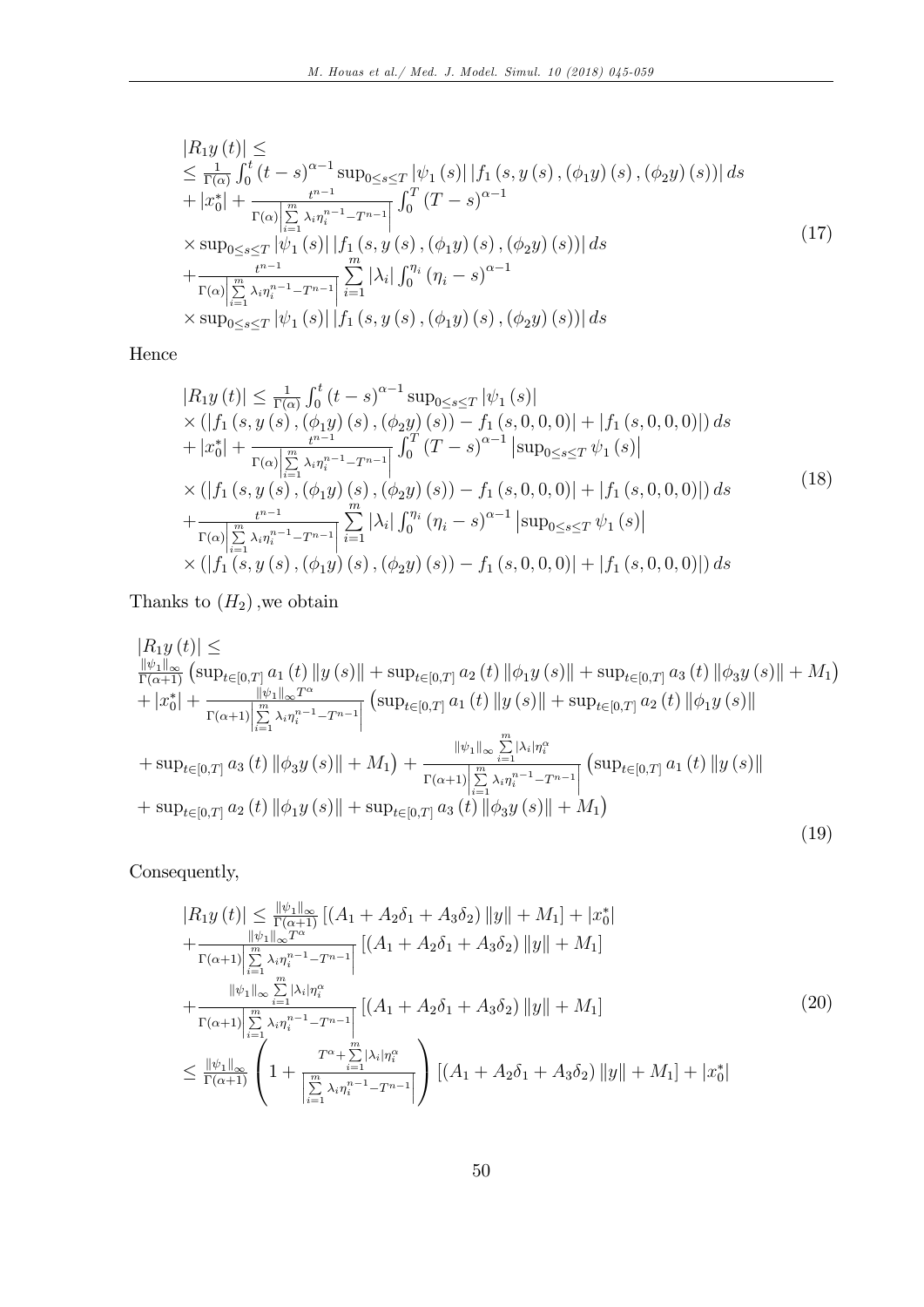$$
\begin{aligned}
&|R_1 y(t)| \leq \\
&\leq \frac{1}{\Gamma(\alpha)} \int_0^t (t-s)^{\alpha-1} \sup_{0\leq s\leq T} |\psi_1(s)| \left| f_1(s, y(s), (\phi_1 y)(s), (\phi_2 y)(s)) \right| ds \\
&+ |x_0^*| + \frac{t^{n-1}}{\Gamma(\alpha)\left|\sum\limits_{i=1}^{m} \lambda_i \eta_i^{n-1} - T^{n-1}\right|} \int_0^T (T-s)^{\alpha-1} \\
&\times \sup_{0\leq s\leq T} |\psi_1(s)| \left| f_1(s, y(s), (\phi_1 y)(s), (\phi_2 y)(s)) \right| ds \\
&+ \frac{t^{n-1}}{\Gamma(\alpha)\left|\sum\limits_{i=1}^{m} \lambda_i \eta_i^{n-1} - T^{n-1}\right|} \sum_{i=1}^{m} |\lambda_i| \int_0^{\eta_i} (\eta_i - s)^{\alpha-1} \\
&\times \sup_{0\leq s\leq T} |\psi_1(s)| \left| f_1(s, y(s), (\phi_1 y)(s), (\phi_2 y)(s)) \right| ds
\end{aligned} \tag{17}
$$

Hence

$$
\begin{aligned}
&|R_1 y(t)| \leq \frac{1}{\Gamma(\alpha)} \int_0^t (t-s)^{\alpha-1} \sup_{0\leq s\leq T} |\psi_1(s)| \\
&\times \left( \left| f_1(s, y(s), (\phi_1 y)(s), (\phi_2 y)(s)) - f_1(s,0,0,0) \right| + |f_1(s,0,0,0)| \right) ds \\
&+ |x_0^*| + \frac{t^{n-1}}{\Gamma(\alpha)\left|\sum\limits_{i=1}^{m} \lambda_i \eta_i^{n-1} - T^{n-1}\right|} \int_0^T (T-s)^{\alpha-1} \left| \sup_{0\leq s\leq T} \psi_1(s) \right| \\
&\times \left( \left| f_1(s, y(s), (\phi_1 y)(s), (\phi_2 y)(s)) - f_1(s,0,0,0) \right| + |f_1(s,0,0,0)| \right) ds \\
&+ \frac{t^{n-1}}{\Gamma(\alpha)\left|\sum\limits_{i=1}^{m} \lambda_i \eta_i^{n-1} - T^{n-1}\right|} \sum_{i=1}^{m} |\lambda_i| \int_0^{\eta_i} (\eta_i - s)^{\alpha-1} \left| \sup_{0\leq s\leq T} \psi_1(s) \right| \\
&\times \left( \left| f_1(s, y(s), (\phi_1 y)(s), (\phi_2 y)(s)) - f_1(s,0,0,0) \right| + |f_1(s,0,0,0)| \right) ds
\end{aligned} \tag{18}
$$

Thanks to $(H_2)$ ,we obtain

$$
\begin{aligned}
&|R_1 y(t)| \leq \\
&\frac{\|\psi_1\|_\infty}{\Gamma(\alpha+1)} \left( \sup_{t\in[0,T]} a_1(t) \|y(s)\| + \sup_{t\in[0,T]} a_2(t) \|\phi_1 y(s)\| + \sup_{t\in[0,T]} a_3(t) \|\phi_3 y(s)\| + M_1 \right) \\
&+ |x_0^*| + \frac{\|\psi_1\|_\infty T^\alpha}{\Gamma(\alpha+1)\left|\sum\limits_{i=1}^{m} \lambda_i \eta_i^{n-1} - T^{n-1}\right|} \left( \sup_{t\in[0,T]} a_1(t) \|y(s)\| + \sup_{t\in[0,T]} a_2(t) \|\phi_1 y(s)\| \right. \\
&\left. + \sup_{t\in[0,T]} a_3(t) \|\phi_3 y(s)\| + M_1 \right) + \frac{\|\psi_1\|_\infty \sum\limits_{i=1}^{m} |\lambda_i| \eta_i^\alpha}{\Gamma(\alpha+1)\left|\sum\limits_{i=1}^{m} \lambda_i \eta_i^{n-1} - T^{n-1}\right|} \left( \sup_{t\in[0,T]} a_1(t) \|y(s)\| \right. \\
&\left. + \sup_{t\in[0,T]} a_2(t) \|\phi_1 y(s)\| + \sup_{t\in[0,T]} a_3(t) \|\phi_3 y(s)\| + M_1 \right)
\end{aligned} \tag{19}
$$

Consequently,

$$
\begin{aligned}
&|R_1 y(t)| \leq \frac{\|\psi_1\|_\infty}{\Gamma(\alpha+1)} \left[ (A_1 + A_2\delta_1 + A_3\delta_2) \|y\| + M_1 \right] + |x_0^*| \\
&+ \frac{\|\psi_1\|_\infty T^\alpha}{\Gamma(\alpha+1)\left|\sum\limits_{i=1}^{m} \lambda_i \eta_i^{n-1} - T^{n-1}\right|} \left[ (A_1 + A_2\delta_1 + A_3\delta_2) \|y\| + M_1 \right] \\
&+ \frac{\|\psi_1\|_\infty \sum\limits_{i=1}^{m} |\lambda_i| \eta_i^\alpha}{\Gamma(\alpha+1)\left|\sum\limits_{i=1}^{m} \lambda_i \eta_i^{n-1} - T^{n-1}\right|} \left[ (A_1 + A_2\delta_1 + A_3\delta_2) \|y\| + M_1 \right] \\
&\leq \frac{\|\psi_1\|_\infty}{\Gamma(\alpha+1)} \left( 1 + \frac{T^\alpha + \sum\limits_{i=1}^{m} |\lambda_i| \eta_i^\alpha}{\left|\sum\limits_{i=1}^{m} \lambda_i \eta_i^{n-1} - T^{n-1}\right|} \right) \left[ (A_1 + A_2\delta_1 + A_3\delta_2) \|y\| + M_1 \right] + |x_0^*|
\end{aligned} \tag{20}
$$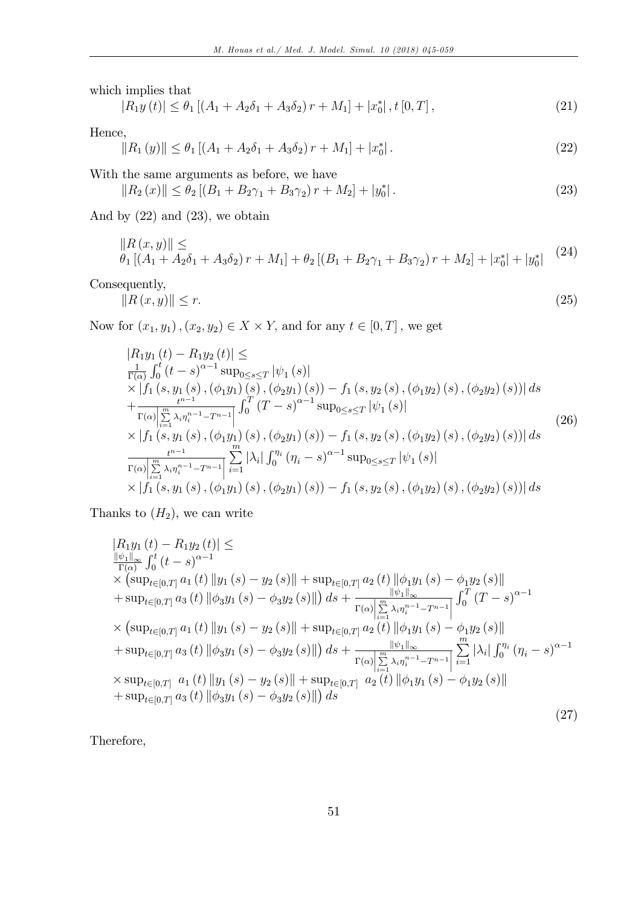which implies that

$$|R_1 y(t)| \leq \theta_1 [(A_1 + A_2\delta_1 + A_3\delta_2) r + M_1] + |x_0^*|, t[0, T], \tag{21}$$

Hence,

$$\|R_1(y)\| \leq \theta_1 [(A_1 + A_2\delta_1 + A_3\delta_2) r + M_1] + |x_0^*|. \tag{22}$$

With the same arguments as before, we have

$$\|R_2(x)\| \leq \theta_2 [(B_1 + B_2\gamma_1 + B_3\gamma_2) r + M_2] + |y_0^*|. \tag{23}$$

And by (22) and (23), we obtain

$$\begin{aligned} &\|R(x, y)\| \leq \\ &\theta_1 [(A_1 + A_2\delta_1 + A_3\delta_2) r + M_1] + \theta_2 [(B_1 + B_2\gamma_1 + B_3\gamma_2) r + M_2] + |x_0^*| + |y_0^*| \end{aligned} \tag{24}$$

Consequently,

$$\|R(x, y)\| \leq r. \tag{25}$$

Now for $(x_1, y_1), (x_2, y_2) \in X \times Y$, and for any $t \in [0, T]$, we get

$$\begin{aligned} &|R_1 y_1(t) - R_1 y_2(t)| \leq \\ &\frac{1}{\Gamma(\alpha)} \int_0^t (t-s)^{\alpha-1} \sup_{0 \leq s \leq T} |\psi_1(s)| \\ &\times |f_1(s, y_1(s), (\phi_1 y_1)(s), (\phi_2 y_1)(s)) - f_1(s, y_2(s), (\phi_1 y_2)(s), (\phi_2 y_2)(s))| \, ds \\ &+ \frac{t^{n-1}}{\Gamma(\alpha) \left| \sum\limits_{i=1}^{m} \lambda_i \eta_i^{n-1} - T^{n-1} \right|} \int_0^T (T-s)^{\alpha-1} \sup_{0 \leq s \leq T} |\psi_1(s)| \\ &\times |f_1(s, y_1(s), (\phi_1 y_1)(s), (\phi_2 y_1)(s)) - f_1(s, y_2(s), (\phi_1 y_2)(s), (\phi_2 y_2)(s))| \, ds \\ &\frac{t^{n-1}}{\Gamma(\alpha) \left| \sum\limits_{i=1}^{m} \lambda_i \eta_i^{n-1} - T^{n-1} \right|} \sum_{i=1}^{m} |\lambda_i| \int_0^{\eta_i} (\eta_i - s)^{\alpha-1} \sup_{0 \leq s \leq T} |\psi_1(s)| \\ &\times |f_1(s, y_1(s), (\phi_1 y_1)(s), (\phi_2 y_1)(s)) - f_1(s, y_2(s), (\phi_1 y_2)(s), (\phi_2 y_2)(s))| \, ds \end{aligned} \tag{26}$$

Thanks to $(H_2)$, we can write

$$\begin{aligned} &|R_1 y_1(t) - R_1 y_2(t)| \leq \\ &\frac{\|\psi_1\|_\infty}{\Gamma(\alpha)} \int_0^t (t-s)^{\alpha-1} \\ &\times \left( \sup_{t \in [0,T]} a_1(t) \|y_1(s) - y_2(s)\| + \sup_{t \in [0,T]} a_2(t) \|\phi_1 y_1(s) - \phi_1 y_2(s)\| \right. \\ &\left. + \sup_{t \in [0,T]} a_3(t) \|\phi_3 y_1(s) - \phi_3 y_2(s)\| \right) ds + \frac{\|\psi_1\|_\infty}{\Gamma(\alpha) \left| \sum\limits_{i=1}^{m} \lambda_i \eta_i^{n-1} - T^{n-1} \right|} \int_0^T (T-s)^{\alpha-1} \\ &\times \left( \sup_{t \in [0,T]} a_1(t) \|y_1(s) - y_2(s)\| + \sup_{t \in [0,T]} a_2(t) \|\phi_1 y_1(s) - \phi_1 y_2(s)\| \right. \\ &\left. + \sup_{t \in [0,T]} a_3(t) \|\phi_3 y_1(s) - \phi_3 y_2(s)\| \right) ds + \frac{\|\psi_1\|_\infty}{\Gamma(\alpha) \left| \sum\limits_{i=1}^{m} \lambda_i \eta_i^{n-1} - T^{n-1} \right|} \sum_{i=1}^{m} |\lambda_i| \int_0^{\eta_i} (\eta_i - s)^{\alpha-1} \\ &\times \sup_{t \in [0,T]} \ a_1(t) \|y_1(s) - y_2(s)\| + \sup_{t \in [0,T]} \ a_2(t) \|\phi_1 y_1(s) - \phi_1 y_2(s)\| \\ &+ \sup_{t \in [0,T]} a_3(t) \|\phi_3 y_1(s) - \phi_3 y_2(s)\| \big) \, ds \end{aligned} \tag{27}$$

Therefore,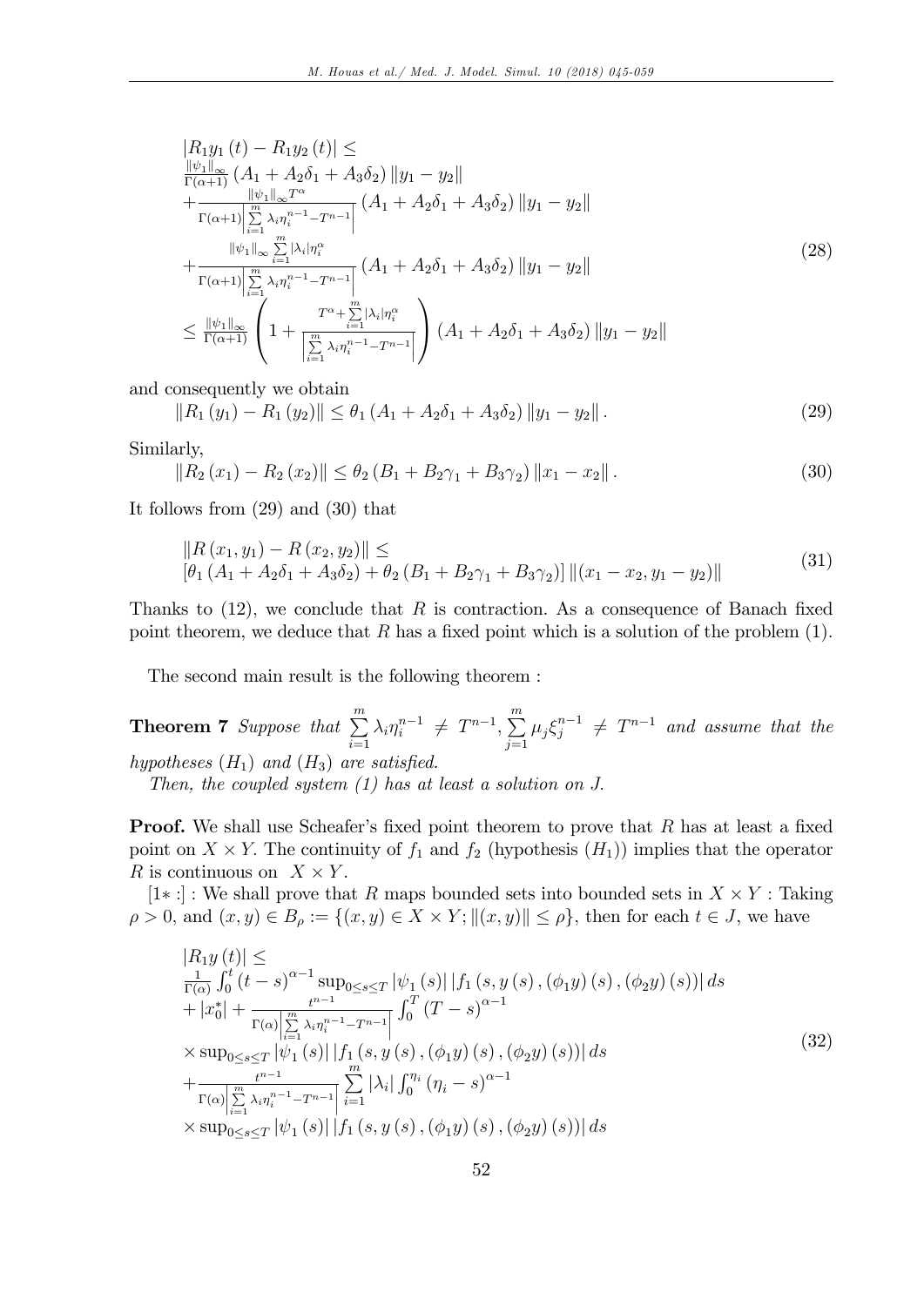$$
\begin{aligned}
&|R_1y_1(t) - R_1y_2(t)| \leq \\
&\frac{\|\psi_1\|_\infty}{\Gamma(\alpha+1)}(A_1 + A_2\delta_1 + A_3\delta_2)\|y_1 - y_2\| \\
&+\frac{\|\psi_1\|_\infty T^\alpha}{\Gamma(\alpha+1)\left|\sum\limits_{i=1}^m \lambda_i\eta_i^{n-1} - T^{n-1}\right|}(A_1 + A_2\delta_1 + A_3\delta_2)\|y_1 - y_2\| \\
&+\frac{\|\psi_1\|_\infty \sum\limits_{i=1}^m |\lambda_i|\eta_i^\alpha}{\Gamma(\alpha+1)\left|\sum\limits_{i=1}^m \lambda_i\eta_i^{n-1} - T^{n-1}\right|}(A_1 + A_2\delta_1 + A_3\delta_2)\|y_1 - y_2\| \\
&\leq \frac{\|\psi_1\|_\infty}{\Gamma(\alpha+1)}\left(1 + \frac{T^\alpha + \sum\limits_{i=1}^m |\lambda_i|\eta_i^\alpha}{\left|\sum\limits_{i=1}^m \lambda_i\eta_i^{n-1} - T^{n-1}\right|}\right)(A_1 + A_2\delta_1 + A_3\delta_2)\|y_1 - y_2\|
\end{aligned}
\tag{28}
$$

and consequently we obtain

$$
\|R_1(y_1) - R_1(y_2)\| \leq \theta_1(A_1 + A_2\delta_1 + A_3\delta_2)\|y_1 - y_2\|. \tag{29}
$$

Similarly,

$$
\|R_2(x_1) - R_2(x_2)\| \leq \theta_2(B_1 + B_2\gamma_1 + B_3\gamma_2)\|x_1 - x_2\|. \tag{30}
$$

It follows from (29) and (30) that

$$
\begin{aligned}
&\|R(x_1, y_1) - R(x_2, y_2)\| \leq \\
&[\theta_1(A_1 + A_2\delta_1 + A_3\delta_2) + \theta_2(B_1 + B_2\gamma_1 + B_3\gamma_2)]\|(x_1 - x_2, y_1 - y_2)\|
\end{aligned}
\tag{31}
$$

Thanks to (12), we conclude that $R$ is contraction. As a consequence of Banach fixed point theorem, we deduce that $R$ has a fixed point which is a solution of the problem (1).

The second main result is the following theorem :

**Theorem 7** *Suppose that* $\sum\limits_{i=1}^m \lambda_i\eta_i^{n-1} \neq T^{n-1}, \sum\limits_{j=1}^m \mu_j\xi_j^{n-1} \neq T^{n-1}$ *and assume that the hypotheses* $(H_1)$ *and* $(H_3)$ *are satisfied.*

*Then, the coupled system (1) has at least a solution on* $J$.

**Proof.** We shall use Scheafer's fixed point theorem to prove that $R$ has at least a fixed point on $X \times Y$. The continuity of $f_1$ and $f_2$ (hypothesis $(H_1)$) implies that the operator $R$ is continuous on $X \times Y$.

[1∗ :] : We shall prove that $R$ maps bounded sets into bounded sets in $X \times Y$ : Taking $\rho > 0$, and $(x, y) \in B_\rho := \{(x, y) \in X \times Y; \|(x, y)\| \leq \rho\}$, then for each $t \in J$, we have

$$
\begin{aligned}
&|R_1y(t)| \leq \\
&\frac{1}{\Gamma(\alpha)}\int_0^t (t-s)^{\alpha-1}\sup_{0\leq s\leq T}|\psi_1(s)|\,|f_1(s, y(s), (\phi_1y)(s), (\phi_2y)(s))|\,ds \\
&+|x_0^*| + \frac{t^{n-1}}{\Gamma(\alpha)\left|\sum\limits_{i=1}^m \lambda_i\eta_i^{n-1} - T^{n-1}\right|}\int_0^T (T-s)^{\alpha-1} \\
&\times \sup_{0\leq s\leq T}|\psi_1(s)|\,|f_1(s, y(s), (\phi_1y)(s), (\phi_2y)(s))|\,ds \\
&+\frac{t^{n-1}}{\Gamma(\alpha)\left|\sum\limits_{i=1}^m \lambda_i\eta_i^{n-1} - T^{n-1}\right|}\sum_{i=1}^m |\lambda_i|\int_0^{\eta_i}(\eta_i - s)^{\alpha-1} \\
&\times \sup_{0\leq s\leq T}|\psi_1(s)|\,|f_1(s, y(s), (\phi_1y)(s), (\phi_2y)(s))|\,ds
\end{aligned}
\tag{32}
$$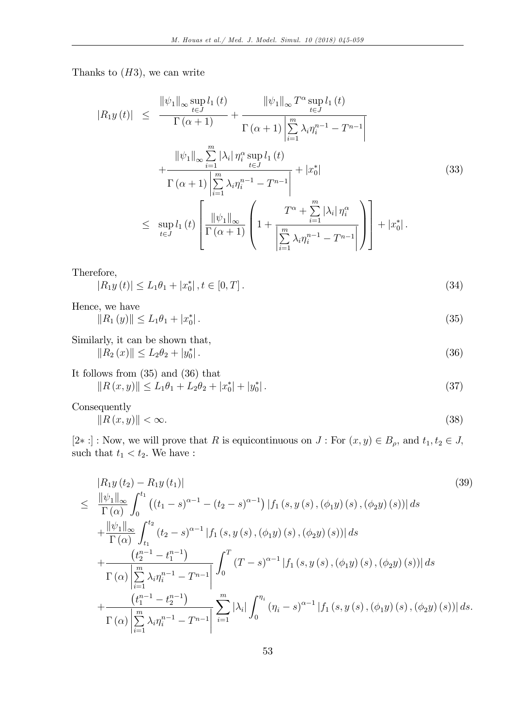Thanks to $(H3)$, we can write

$$
\begin{aligned}
|R_1 y(t)| &\leq \frac{\|\psi_1\|_\infty \sup_{t\in J} l_1(t)}{\Gamma(\alpha+1)} + \frac{\|\psi_1\|_\infty T^\alpha \sup_{t\in J} l_1(t)}{\Gamma(\alpha+1)\left|\sum_{i=1}^m \lambda_i \eta_i^{n-1} - T^{n-1}\right|} \\
&\quad + \frac{\|\psi_1\|_\infty \sum_{i=1}^m |\lambda_i| \eta_i^\alpha \sup_{t\in J} l_1(t)}{\Gamma(\alpha+1)\left|\sum_{i=1}^m \lambda_i \eta_i^{n-1} - T^{n-1}\right|} + |x_0^*| \\
&\leq \sup_{t\in J} l_1(t)\left[\frac{\|\psi_1\|_\infty}{\Gamma(\alpha+1)}\left(1 + \frac{T^\alpha + \sum_{i=1}^m |\lambda_i| \eta_i^\alpha}{\left|\sum_{i=1}^m \lambda_i \eta_i^{n-1} - T^{n-1}\right|}\right)\right] + |x_0^*|.
\end{aligned} \tag{33}
$$

Therefore,

$$
|R_1 y(t)| \leq L_1\theta_1 + |x_0^*|, t \in [0,T]. \tag{34}
$$

Hence, we have

$$
\|R_1(y)\| \leq L_1\theta_1 + |x_0^*|. \tag{35}
$$

Similarly, it can be shown that,

$$
\|R_2(x)\| \leq L_2\theta_2 + |y_0^*|. \tag{36}
$$

It follows from (35) and (36) that

$$
\|R(x,y)\| \leq L_1\theta_1 + L_2\theta_2 + |x_0^*| + |y_0^*|. \tag{37}
$$

Consequently

$$
\|R(x,y)\| < \infty. \tag{38}
$$

[2∗ :] : Now, we will prove that $R$ is equicontinuous on $J$ : For $(x,y) \in B_\rho$, and $t_1, t_2 \in J$, such that $t_1 < t_2$. We have :

$$
\begin{aligned}
&|R_1 y(t_2) - R_1 y(t_1)| \\
\leq\ & \frac{\|\psi_1\|_\infty}{\Gamma(\alpha)} \int_0^{t_1} \left((t_1 - s)^{\alpha-1} - (t_2 - s)^{\alpha-1}\right) |f_1(s, y(s), (\phi_1 y)(s), (\phi_2 y)(s))| \, ds \\
&+ \frac{\|\psi_1\|_\infty}{\Gamma(\alpha)} \int_{t_1}^{t_2} (t_2 - s)^{\alpha-1} |f_1(s, y(s), (\phi_1 y)(s), (\phi_2 y)(s))| \, ds \\
&+ \frac{\left(t_2^{n-1} - t_1^{n-1}\right)}{\Gamma(\alpha)\left|\sum_{i=1}^m \lambda_i \eta_i^{n-1} - T^{n-1}\right|} \int_0^T (T - s)^{\alpha-1} |f_1(s, y(s), (\phi_1 y)(s), (\phi_2 y)(s))| \, ds \\
&+ \frac{\left(t_1^{n-1} - t_2^{n-1}\right)}{\Gamma(\alpha)\left|\sum_{i=1}^m \lambda_i \eta_i^{n-1} - T^{n-1}\right|} \sum_{i=1}^m |\lambda_i| \int_0^{\eta_i} (\eta_i - s)^{\alpha-1} |f_1(s, y(s), (\phi_1 y)(s), (\phi_2 y)(s))| \, ds.
\end{aligned} \tag{39}
$$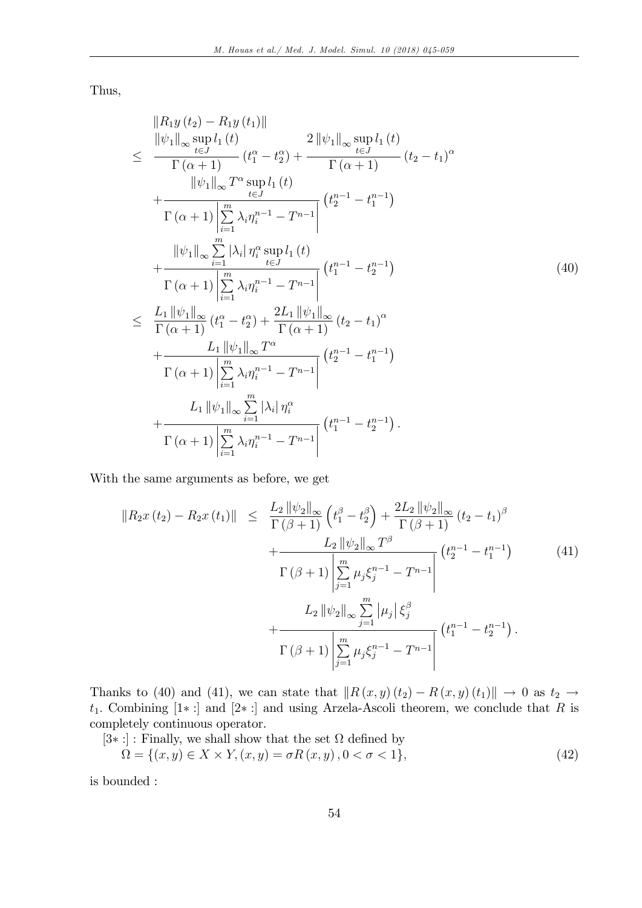Thus,

$$
\begin{aligned}
& \left\| R_1 y\left(t_2\right)-R_1 y\left(t_1\right)\right\| \\
\leq\ & \frac{\left\|\psi_1\right\|_{\infty} \sup_{t \in J} l_1(t)}{\Gamma(\alpha+1)}\left(t_1^\alpha-t_2^\alpha\right)+\frac{2\left\|\psi_1\right\|_{\infty} \sup_{t \in J} l_1(t)}{\Gamma(\alpha+1)}\left(t_2-t_1\right)^\alpha \\
& +\frac{\left\|\psi_1\right\|_{\infty} T^\alpha \sup_{t \in J} l_1(t)}{\Gamma(\alpha+1)\left|\sum_{i=1}^m \lambda_i \eta_i^{n-1}-T^{n-1}\right|}\left(t_2^{n-1}-t_1^{n-1}\right) \\
& +\frac{\left\|\psi_1\right\|_{\infty} \sum_{i=1}^m\left|\lambda_i\right| \eta_i^\alpha \sup_{t \in J} l_1(t)}{\Gamma(\alpha+1)\left|\sum_{i=1}^m \lambda_i \eta_i^{n-1}-T^{n-1}\right|}\left(t_1^{n-1}-t_2^{n-1}\right) \\
\leq\ & \frac{L_1\left\|\psi_1\right\|_{\infty}}{\Gamma(\alpha+1)}\left(t_1^\alpha-t_2^\alpha\right)+\frac{2 L_1\left\|\psi_1\right\|_{\infty}}{\Gamma(\alpha+1)}\left(t_2-t_1\right)^\alpha \\
& +\frac{L_1\left\|\psi_1\right\|_{\infty} T^\alpha}{\Gamma(\alpha+1)\left|\sum_{i=1}^m \lambda_i \eta_i^{n-1}-T^{n-1}\right|}\left(t_2^{n-1}-t_1^{n-1}\right) \\
& +\frac{L_1\left\|\psi_1\right\|_{\infty} \sum_{i=1}^m\left|\lambda_i\right| \eta_i^\alpha}{\Gamma(\alpha+1)\left|\sum_{i=1}^m \lambda_i \eta_i^{n-1}-T^{n-1}\right|}\left(t_1^{n-1}-t_2^{n-1}\right).
\end{aligned} \tag{40}
$$

With the same arguments as before, we get

$$
\begin{aligned}
\left\|R_2 x\left(t_2\right)-R_2 x\left(t_1\right)\right\| \leq\ & \frac{L_2\left\|\psi_2\right\|_{\infty}}{\Gamma(\beta+1)}\left(t_1^\beta-t_2^\beta\right)+\frac{2 L_2\left\|\psi_2\right\|_{\infty}}{\Gamma(\beta+1)}\left(t_2-t_1\right)^\beta \\
& +\frac{L_2\left\|\psi_2\right\|_{\infty} T^\beta}{\Gamma(\beta+1)\left|\sum_{j=1}^m \mu_j \xi_j^{n-1}-T^{n-1}\right|}\left(t_2^{n-1}-t_1^{n-1}\right) \\
& +\frac{L_2\left\|\psi_2\right\|_{\infty} \sum_{j=1}^m\left|\mu_j\right| \xi_j^\beta}{\Gamma(\beta+1)\left|\sum_{j=1}^m \mu_j \xi_j^{n-1}-T^{n-1}\right|}\left(t_1^{n-1}-t_2^{n-1}\right).
\end{aligned} \tag{41}
$$

Thanks to (40) and (41), we can state that $\|R(x,y)(t_2)-R(x,y)(t_1)\| \to 0$ as $t_2 \to t_1$. Combining [1∗ :] and [2∗ :] and using Arzela-Ascoli theorem, we conclude that $R$ is completely continuous operator.

[3∗ :] : Finally, we shall show that the set $\Omega$ defined by

$$
\Omega=\{(x,y) \in X \times Y,(x,y)=\sigma R(x,y), 0<\sigma<1\}, \tag{42}
$$

is bounded :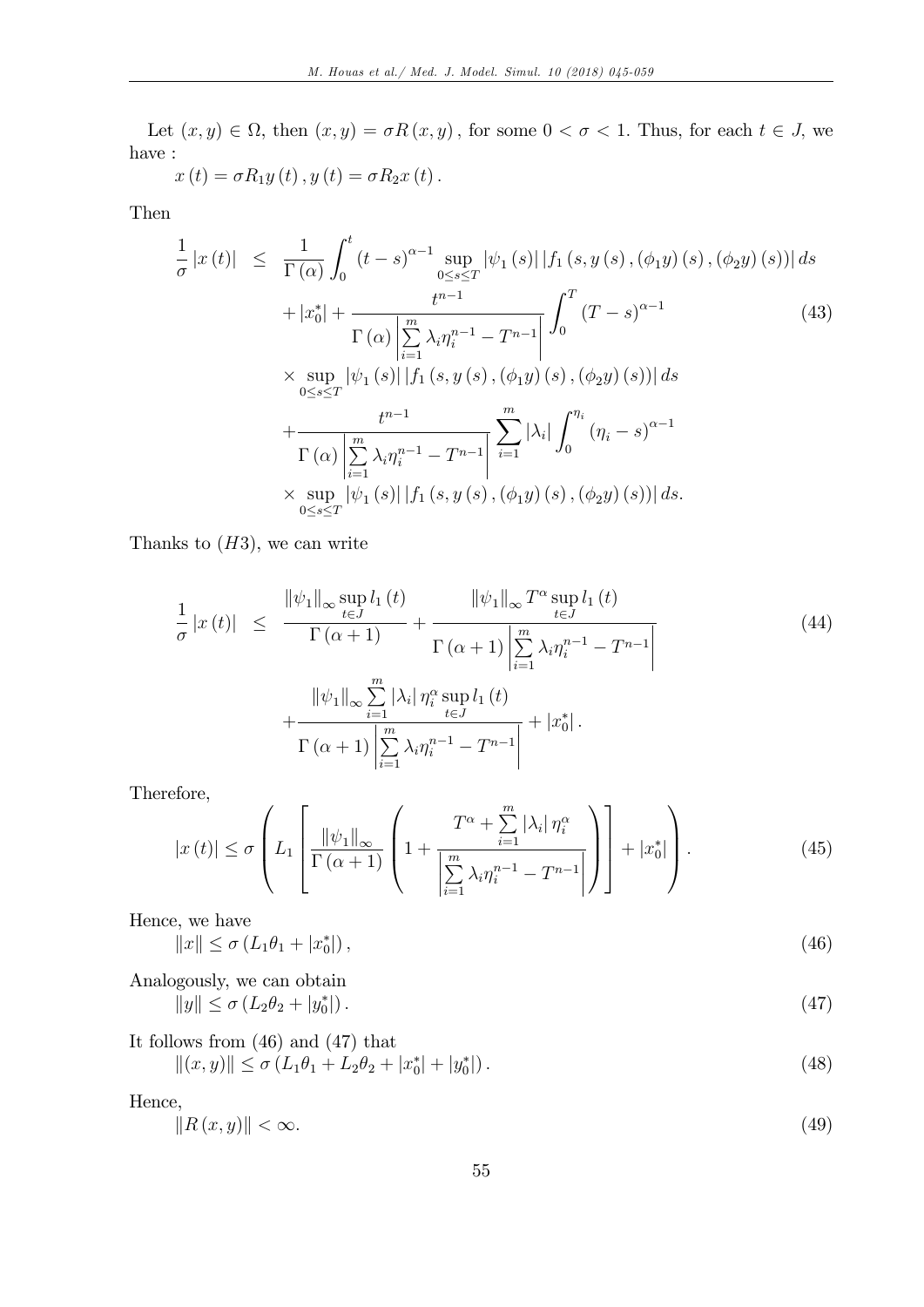Let $(x,y) \in \Omega$, then $(x,y) = \sigma R(x,y)$, for some $0 < \sigma < 1$. Thus, for each $t \in J$, we have :

$x(t) = \sigma R_1 y(t), y(t) = \sigma R_2 x(t)$.

Then

$$
\begin{aligned}
\frac{1}{\sigma}|x(t)| \leq\ & \frac{1}{\Gamma(\alpha)} \int_0^t (t-s)^{\alpha-1} \sup_{0\leq s\leq T} |\psi_1(s)| \left| f_1(s, y(s), (\phi_1 y)(s), (\phi_2 y)(s)) \right| ds \\
& + |x_0^*| + \frac{t^{n-1}}{\Gamma(\alpha) \left| \sum_{i=1}^{m} \lambda_i \eta_i^{n-1} - T^{n-1} \right|} \int_0^T (T-s)^{\alpha-1} \\
& \times \sup_{0\leq s\leq T} |\psi_1(s)| \left| f_1(s, y(s), (\phi_1 y)(s), (\phi_2 y)(s)) \right| ds \\
& + \frac{t^{n-1}}{\Gamma(\alpha) \left| \sum_{i=1}^{m} \lambda_i \eta_i^{n-1} - T^{n-1} \right|} \sum_{i=1}^{m} |\lambda_i| \int_0^{\eta_i} (\eta_i - s)^{\alpha-1} \\
& \times \sup_{0\leq s\leq T} |\psi_1(s)| \left| f_1(s, y(s), (\phi_1 y)(s), (\phi_2 y)(s)) \right| ds.
\end{aligned} \tag{43}
$$

Thanks to $(H3)$, we can write

$$
\begin{aligned}
\frac{1}{\sigma}|x(t)| \leq\ & \frac{\|\psi_1\|_\infty \sup_{t\in J} l_1(t)}{\Gamma(\alpha+1)} + \frac{\|\psi_1\|_\infty T^\alpha \sup_{t\in J} l_1(t)}{\Gamma(\alpha+1) \left| \sum_{i=1}^{m} \lambda_i \eta_i^{n-1} - T^{n-1} \right|} \\
& + \frac{\|\psi_1\|_\infty \sum_{i=1}^{m} |\lambda_i| \eta_i^\alpha \sup_{t\in J} l_1(t)}{\Gamma(\alpha+1) \left| \sum_{i=1}^{m} \lambda_i \eta_i^{n-1} - T^{n-1} \right|} + |x_0^*|.
\end{aligned} \tag{44}
$$

Therefore,

$$
|x(t)| \leq \sigma \left( L_1 \left[ \frac{\|\psi_1\|_\infty}{\Gamma(\alpha+1)} \left( 1 + \frac{T^\alpha + \sum_{i=1}^{m} |\lambda_i| \eta_i^\alpha}{\left| \sum_{i=1}^{m} \lambda_i \eta_i^{n-1} - T^{n-1} \right|} \right) \right] + |x_0^*| \right). \tag{45}
$$

Hence, we have

$$
\|x\| \leq \sigma (L_1 \theta_1 + |x_0^*|), \tag{46}
$$

Analogously, we can obtain

$$
\|y\| \leq \sigma (L_2 \theta_2 + |y_0^*|). \tag{47}
$$

It follows from (46) and (47) that

$$
\|(x,y)\| \leq \sigma (L_1 \theta_1 + L_2 \theta_2 + |x_0^*| + |y_0^*|). \tag{48}
$$

Hence,

$$
\|R(x,y)\| < \infty. \tag{49}
$$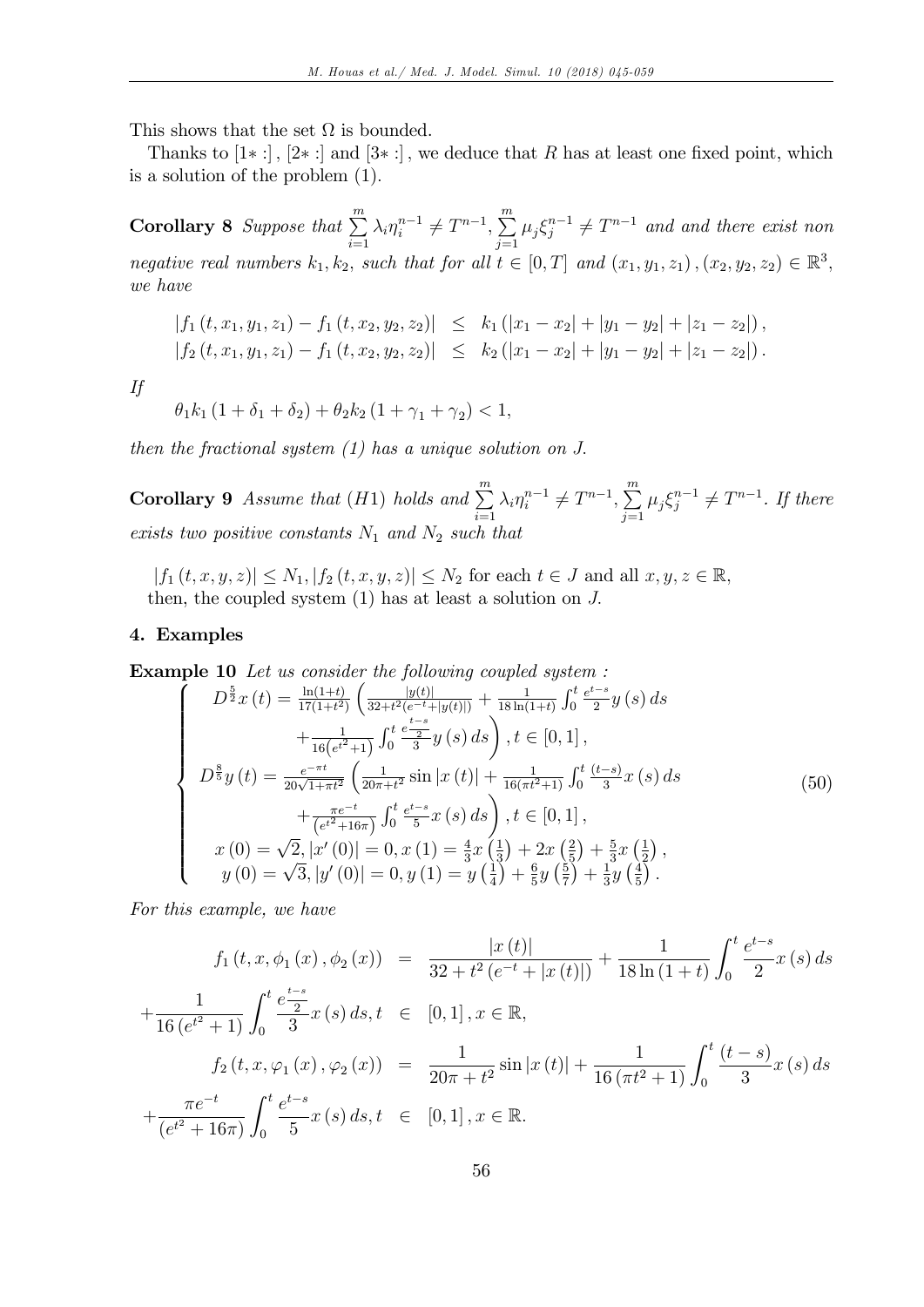This shows that the set $\Omega$ is bounded.

Thanks to $[1* :]$, $[2* :]$ and $[3* :]$, we deduce that $R$ has at least one fixed point, which is a solution of the problem (1).

**Corollary 8** *Suppose that* $\sum\limits_{i=1}^{m} \lambda_i \eta_i^{n-1} \neq T^{n-1}, \sum\limits_{j=1}^{m} \mu_j \xi_j^{n-1} \neq T^{n-1}$ *and and there exist non negative real numbers* $k_1, k_2$*, such that for all* $t \in [0,T]$ *and* $(x_1, y_1, z_1), (x_2, y_2, z_2) \in \mathbb{R}^3$*, we have*

$$
\begin{aligned}
|f_1(t, x_1, y_1, z_1) - f_1(t, x_2, y_2, z_2)| &\leq k_1 (|x_1 - x_2| + |y_1 - y_2| + |z_1 - z_2|), \\
|f_2(t, x_1, y_1, z_1) - f_1(t, x_2, y_2, z_2)| &\leq k_2 (|x_1 - x_2| + |y_1 - y_2| + |z_1 - z_2|).
\end{aligned}
$$

*If*

$$
\theta_1 k_1 (1 + \delta_1 + \delta_2) + \theta_2 k_2 (1 + \gamma_1 + \gamma_2) < 1,
$$

*then the fractional system (1) has a unique solution on* $J$.

**Corollary 9** *Assume that* $(H1)$ *holds and* $\sum\limits_{i=1}^{m} \lambda_i \eta_i^{n-1} \neq T^{n-1}, \sum\limits_{j=1}^{m} \mu_j \xi_j^{n-1} \neq T^{n-1}$*. If there exists two positive constants* $N_1$ *and* $N_2$ *such that*

$|f_1(t, x, y, z)| \leq N_1, |f_2(t, x, y, z)| \leq N_2$ for each $t \in J$ and all $x, y, z \in \mathbb{R}$,
then, the coupled system (1) has at least a solution on $J$.

## 4. Examples

**Example 10** *Let us consider the following coupled system :*

$$
\begin{cases}
D^{\frac{5}{2}} x(t) = \frac{\ln(1+t)}{17(1+t^2)} \left( \frac{|y(t)|}{32 + t^2 (e^{-t} + |y(t)|)} + \frac{1}{18 \ln(1+t)} \int_0^t \frac{e^{t-s}}{2} y(s)\, ds \right. \\
\qquad \left. + \frac{1}{16 \left(e^{t^2} + 1\right)} \int_0^t \frac{e^{\frac{t-s}{2}}}{3} y(s)\, ds \right), t \in [0,1], \\
D^{\frac{8}{5}} y(t) = \frac{e^{-\pi t}}{20 \sqrt{1 + \pi t^2}} \left( \frac{1}{20\pi + t^2} \sin|x(t)| + \frac{1}{16(\pi t^2 + 1)} \int_0^t \frac{(t-s)}{3} x(s)\, ds \right. \\
\qquad \left. + \frac{\pi e^{-t}}{\left(e^{t^2} + 16\pi\right)} \int_0^t \frac{e^{t-s}}{5} x(s)\, ds \right), t \in [0,1], \\
x(0) = \sqrt{2}, |x'(0)| = 0, x(1) = \frac{4}{3} x\left(\frac{1}{3}\right) + 2x\left(\frac{2}{5}\right) + \frac{5}{3} x\left(\frac{1}{2}\right), \\
y(0) = \sqrt{3}, |y'(0)| = 0, y(1) = y\left(\frac{1}{4}\right) + \frac{6}{5} y\left(\frac{5}{7}\right) + \frac{1}{3} y\left(\frac{4}{5}\right).
\end{cases}
\tag{50}
$$

*For this example, we have*

$$
\begin{aligned}
f_1(t, x, \phi_1(x), \phi_2(x)) &= \frac{|x(t)|}{32 + t^2 (e^{-t} + |x(t)|)} + \frac{1}{18 \ln(1+t)} \int_0^t \frac{e^{t-s}}{2} x(s)\, ds \\
+ \frac{1}{16 \left(e^{t^2} + 1\right)} \int_0^t \frac{e^{\frac{t-s}{2}}}{3} x(s)\, ds, t &\in [0,1], x \in \mathbb{R}, \\
f_2(t, x, \varphi_1(x), \varphi_2(x)) &= \frac{1}{20\pi + t^2} \sin|x(t)| + \frac{1}{16(\pi t^2 + 1)} \int_0^t \frac{(t-s)}{3} x(s)\, ds \\
+ \frac{\pi e^{-t}}{\left(e^{t^2} + 16\pi\right)} \int_0^t \frac{e^{t-s}}{5} x(s)\, ds, t &\in [0,1], x \in \mathbb{R}.
\end{aligned}
$$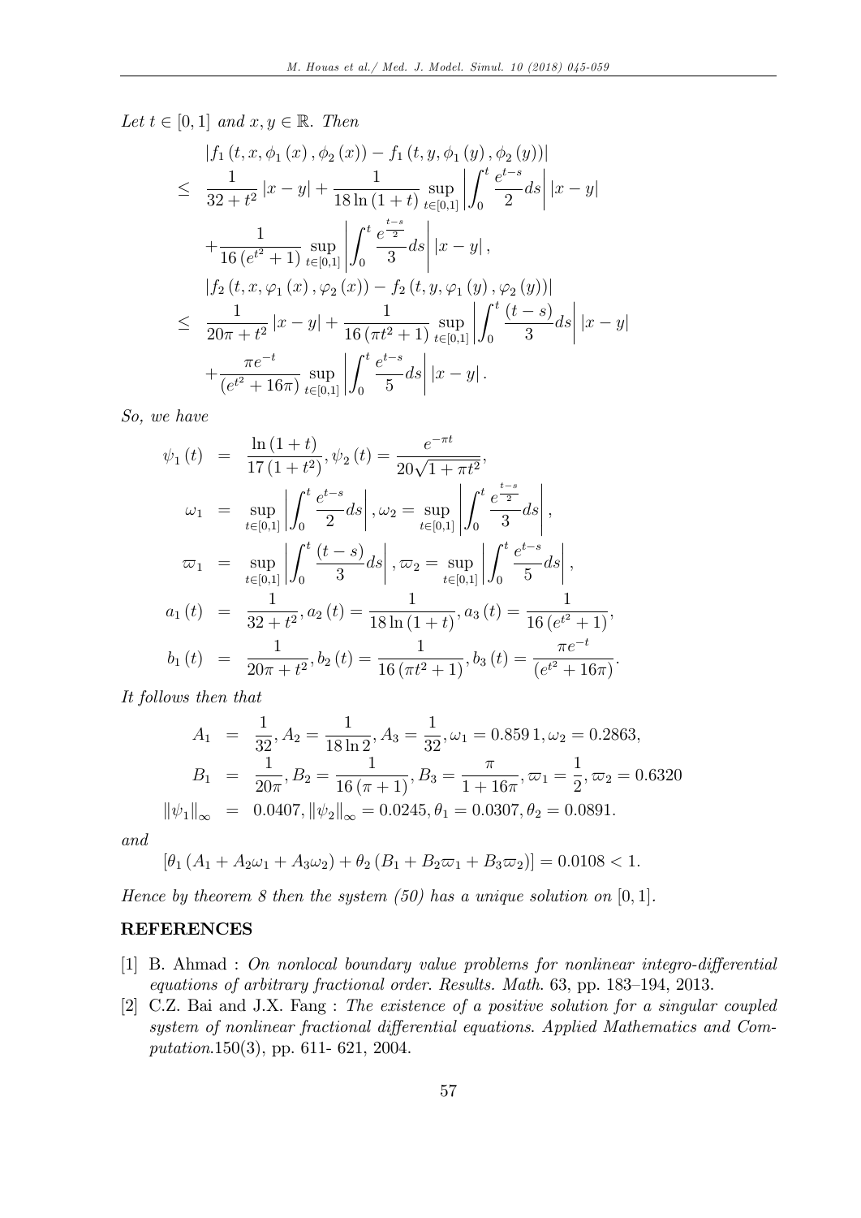*Let $t \in [0,1]$ and $x, y \in \mathbb{R}$. Then*

$$
\begin{aligned}
& \left| f_1\left(t, x, \phi_1(x), \phi_2(x)\right) - f_1\left(t, y, \phi_1(y), \phi_2(y)\right) \right| \\
\leq \; & \frac{1}{32+t^2}|x-y| + \frac{1}{18\ln(1+t)} \sup_{t\in[0,1]} \left| \int_0^t \frac{e^{t-s}}{2} ds \right| |x-y| \\
& + \frac{1}{16\left(e^{t^2}+1\right)} \sup_{t\in[0,1]} \left| \int_0^t \frac{e^{\frac{t-s}{2}}}{3} ds \right| |x-y|, \\
& \left| f_2\left(t, x, \varphi_1(x), \varphi_2(x)\right) - f_2\left(t, y, \varphi_1(y), \varphi_2(y)\right) \right| \\
\leq \; & \frac{1}{20\pi+t^2}|x-y| + \frac{1}{16\left(\pi t^2+1\right)} \sup_{t\in[0,1]} \left| \int_0^t \frac{(t-s)}{3} ds \right| |x-y| \\
& + \frac{\pi e^{-t}}{\left(e^{t^2}+16\pi\right)} \sup_{t\in[0,1]} \left| \int_0^t \frac{e^{t-s}}{5} ds \right| |x-y|.
\end{aligned}
$$

*So, we have*

$$
\begin{aligned}
\psi_1(t) &= \frac{\ln(1+t)}{17\left(1+t^2\right)}, \psi_2(t) = \frac{e^{-\pi t}}{20\sqrt{1+\pi t^2}}, \\
\omega_1 &= \sup_{t\in[0,1]} \left| \int_0^t \frac{e^{t-s}}{2} ds \right|, \omega_2 = \sup_{t\in[0,1]} \left| \int_0^t \frac{e^{\frac{t-s}{2}}}{3} ds \right|, \\
\varpi_1 &= \sup_{t\in[0,1]} \left| \int_0^t \frac{(t-s)}{3} ds \right|, \varpi_2 = \sup_{t\in[0,1]} \left| \int_0^t \frac{e^{t-s}}{5} ds \right|, \\
a_1(t) &= \frac{1}{32+t^2}, a_2(t) = \frac{1}{18\ln(1+t)}, a_3(t) = \frac{1}{16\left(e^{t^2}+1\right)}, \\
b_1(t) &= \frac{1}{20\pi+t^2}, b_2(t) = \frac{1}{16\left(\pi t^2+1\right)}, b_3(t) = \frac{\pi e^{-t}}{\left(e^{t^2}+16\pi\right)}.
\end{aligned}
$$

*It follows then that*

$$
\begin{aligned}
A_1 &= \frac{1}{32}, A_2 = \frac{1}{18\ln 2}, A_3 = \frac{1}{32}, \omega_1 = 0.8591, \omega_2 = 0.2863, \\
B_1 &= \frac{1}{20\pi}, B_2 = \frac{1}{16(\pi+1)}, B_3 = \frac{\pi}{1+16\pi}, \varpi_1 = \frac{1}{2}, \varpi_2 = 0.6320 \\
\|\psi_1\|_\infty &= 0.0407, \|\psi_2\|_\infty = 0.0245, \theta_1 = 0.0307, \theta_2 = 0.0891.
\end{aligned}
$$

*and*

$$
\left[\theta_1\left(A_1 + A_2\omega_1 + A_3\omega_2\right) + \theta_2\left(B_1 + B_2\varpi_1 + B_3\varpi_2\right)\right] = 0.0108 < 1.
$$

*Hence by theorem 8 then the system (50) has a unique solution on $[0,1]$.*

## REFERENCES

[1] B. Ahmad : *On nonlocal boundary value problems for nonlinear integro-differential equations of arbitrary fractional order. Results. Math.* 63, pp. 183–194, 2013.

[2] C.Z. Bai and J.X. Fang : *The existence of a positive solution for a singular coupled system of nonlinear fractional differential equations. Applied Mathematics and Computation.*150(3), pp. 611- 621, 2004.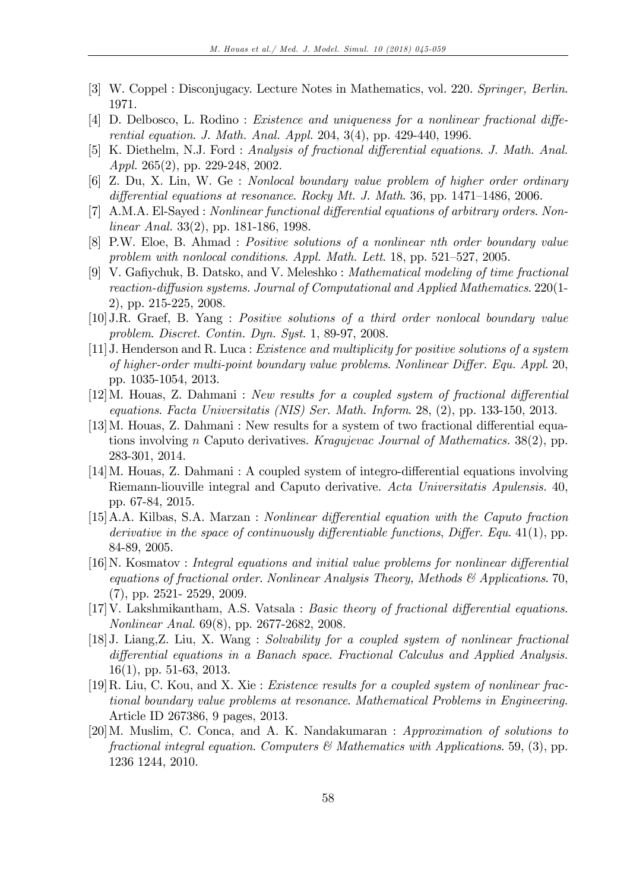[3] W. Coppel : Disconjugacy. Lecture Notes in Mathematics, vol. 220. *Springer, Berlin*. 1971.

[4] D. Delbosco, L. Rodino : *Existence and uniqueness for a nonlinear fractional differential equation*. *J. Math. Anal. Appl.* 204, 3(4), pp. 429-440, 1996.

[5] K. Diethelm, N.J. Ford : *Analysis of fractional differential equations*. *J. Math. Anal. Appl.* 265(2), pp. 229-248, 2002.

[6] Z. Du, X. Lin, W. Ge : *Nonlocal boundary value problem of higher order ordinary differential equations at resonance*. *Rocky Mt. J. Math*. 36, pp. 1471–1486, 2006.

[7] A.M.A. El-Sayed : *Nonlinear functional differential equations of arbitrary orders*. *Nonlinear Anal.* 33(2), pp. 181-186, 1998.

[8] P.W. Eloe, B. Ahmad : *Positive solutions of a nonlinear nth order boundary value problem with nonlocal conditions*. *Appl. Math. Lett*. 18, pp. 521–527, 2005.

[9] V. Gafiychuk, B. Datsko, and V. Meleshko : *Mathematical modeling of time fractional reaction-diffusion systems*. *Journal of Computational and Applied Mathematics*. 220(1-2), pp. 215-225, 2008.

[10] J.R. Graef, B. Yang : *Positive solutions of a third order nonlocal boundary value problem*. *Discret. Contin. Dyn. Syst*. 1, 89-97, 2008.

[11] J. Henderson and R. Luca : *Existence and multiplicity for positive solutions of a system of higher-order multi-point boundary value problems*. *Nonlinear Differ. Equ. Appl*. 20, pp. 1035-1054, 2013.

[12] M. Houas, Z. Dahmani : *New results for a coupled system of fractional differential equations*. *Facta Universitatis (NIS) Ser. Math. Inform*. 28, (2), pp. 133-150, 2013.

[13] M. Houas, Z. Dahmani : New results for a system of two fractional differential equations involving $n$ Caputo derivatives. *Kragujevac Journal of Mathematics.* 38(2), pp. 283-301, 2014.

[14] M. Houas, Z. Dahmani : A coupled system of integro-differential equations involving Riemann-liouville integral and Caputo derivative. *Acta Universitatis Apulensis.* 40, pp. 67-84, 2015.

[15] A.A. Kilbas, S.A. Marzan : *Nonlinear differential equation with the Caputo fraction derivative in the space of continuously differentiable functions*, *Differ. Equ.* 41(1), pp. 84-89, 2005.

[16] N. Kosmatov : *Integral equations and initial value problems for nonlinear differential equations of fractional order. Nonlinear Analysis Theory, Methods & Applications*. 70, (7), pp. 2521- 2529, 2009.

[17] V. Lakshmikantham, A.S. Vatsala : *Basic theory of fractional differential equations*. *Nonlinear Anal.* 69(8), pp. 2677-2682, 2008.

[18] J. Liang,Z. Liu, X. Wang : *Solvability for a coupled system of nonlinear fractional differential equations in a Banach space. Fractional Calculus and Applied Analysis.* 16(1), pp. 51-63, 2013.

[19] R. Liu, C. Kou, and X. Xie : *Existence results for a coupled system of nonlinear fractional boundary value problems at resonance. Mathematical Problems in Engineering.* Article ID 267386, 9 pages, 2013.

[20] M. Muslim, C. Conca, and A. K. Nandakumaran : *Approximation of solutions to fractional integral equation. Computers & Mathematics with Applications*. 59, (3), pp. 1236 1244, 2010.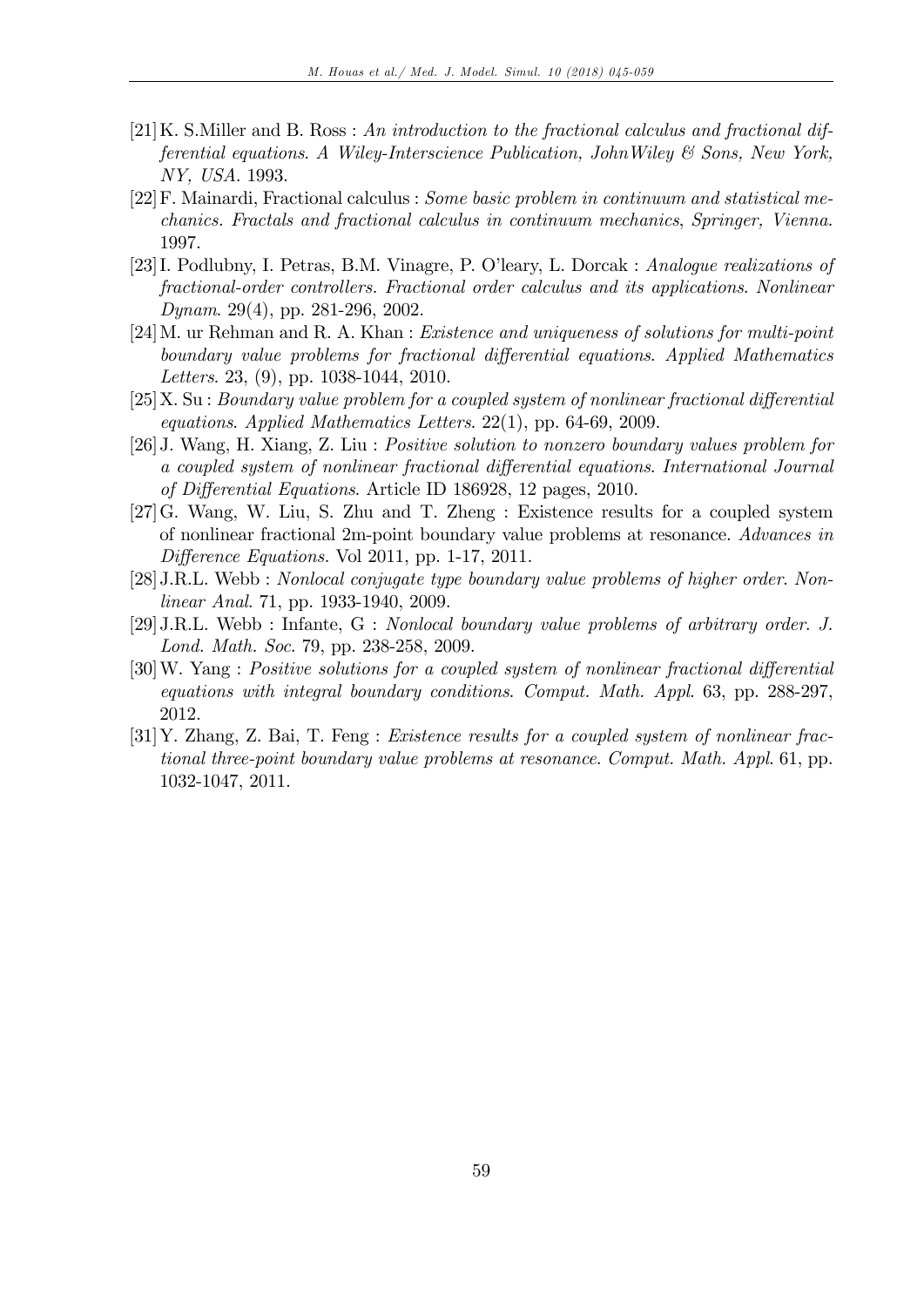[21] K. S.Miller and B. Ross : *An introduction to the fractional calculus and fractional differential equations. A Wiley-Interscience Publication, JohnWiley & Sons, New York, NY, USA*. 1993.

[22] F. Mainardi, Fractional calculus : *Some basic problem in continuum and statistical mechanics. Fractals and fractional calculus in continuum mechanics*, *Springer, Vienna.* 1997.

[23] I. Podlubny, I. Petras, B.M. Vinagre, P. O'leary, L. Dorcak : *Analogue realizations of fractional-order controllers. Fractional order calculus and its applications. Nonlinear Dynam*. 29(4), pp. 281-296, 2002.

[24] M. ur Rehman and R. A. Khan : *Existence and uniqueness of solutions for multi-point boundary value problems for fractional differential equations. Applied Mathematics Letters*. 23, (9), pp. 1038-1044, 2010.

[25] X. Su : *Boundary value problem for a coupled system of nonlinear fractional differential equations. Applied Mathematics Letters*. 22(1), pp. 64-69, 2009.

[26] J. Wang, H. Xiang, Z. Liu : *Positive solution to nonzero boundary values problem for a coupled system of nonlinear fractional differential equations. International Journal of Differential Equations*. Article ID 186928, 12 pages, 2010.

[27] G. Wang, W. Liu, S. Zhu and T. Zheng : Existence results for a coupled system of nonlinear fractional 2m-point boundary value problems at resonance. *Advances in Difference Equations.* Vol 2011, pp. 1-17, 2011.

[28] J.R.L. Webb : *Nonlocal conjugate type boundary value problems of higher order. Nonlinear Anal*. 71, pp. 1933-1940, 2009.

[29] J.R.L. Webb : Infante, G : *Nonlocal boundary value problems of arbitrary order. J. Lond. Math. Soc*. 79, pp. 238-258, 2009.

[30] W. Yang : *Positive solutions for a coupled system of nonlinear fractional differential equations with integral boundary conditions. Comput. Math. Appl*. 63, pp. 288-297, 2012.

[31] Y. Zhang, Z. Bai, T. Feng : *Existence results for a coupled system of nonlinear fractional three-point boundary value problems at resonance. Comput. Math. Appl*. 61, pp. 1032-1047, 2011.